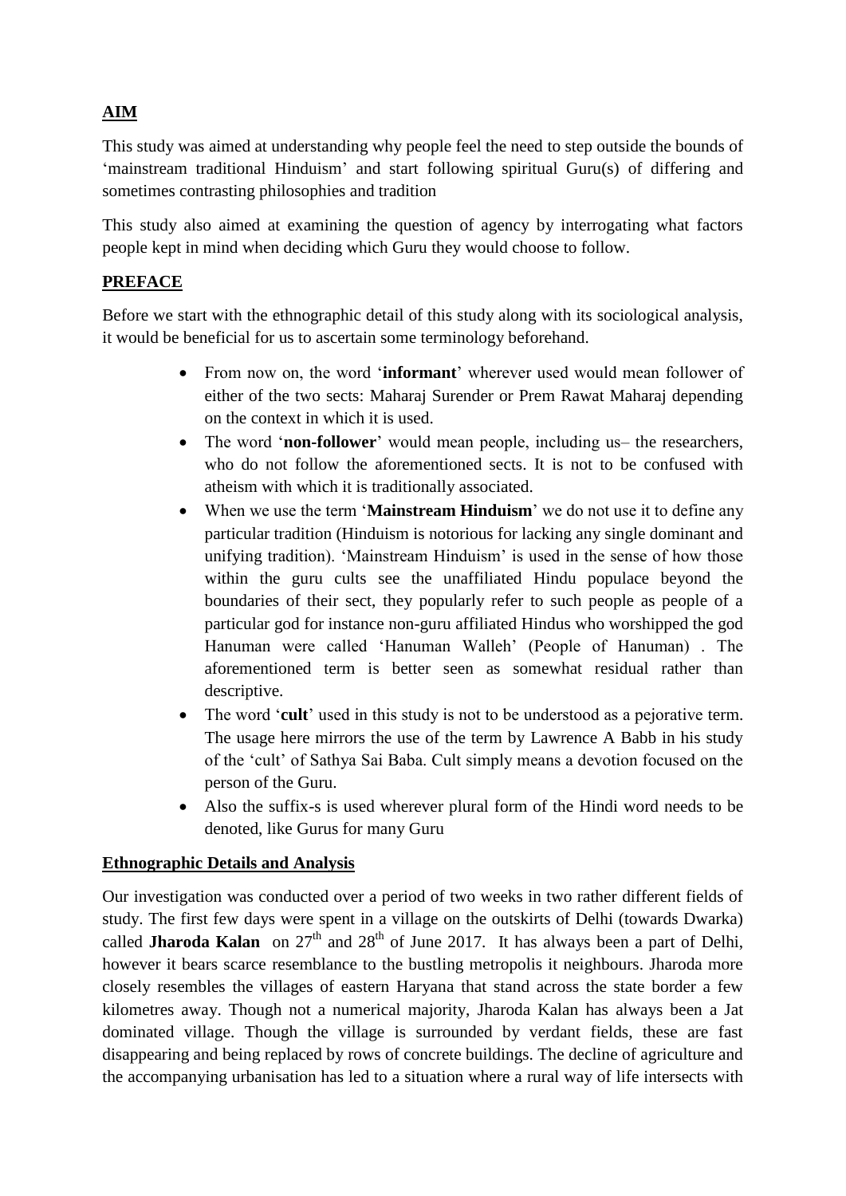## AIM

This study was aimed at understanding why people feel the need to step outside the bounds of 'mainstream traditional Hinduism' and start following spiritual Guru(s) of differing and sometimes contrasting philosophies and tradition

This study also aimed at examining the question of agency by interrogating what factors people kept in mind when deciding which Guru they would choose to follow.

## PREFACE

Before we start with the ethnographic detail of this study along with its sociological analysis, it would be beneficial for us to ascertain some terminology beforehand.

- From now on, the word '**informant**' wherever used would mean follower of either of the two sects: Maharaj Surender or Prem Rawat Maharaj depending on the context in which it is used.
- The word '**non-follower**' would mean people, including us– the researchers, who do not follow the aforementioned sects. It is not to be confused with atheism with which it is traditionally associated.
- When we use the term '**Mainstream Hinduism**' we do not use it to define any particular tradition (Hinduism is notorious for lacking any single dominant and unifying tradition). 'Mainstream Hinduism' is used in the sense of how those within the guru cults see the unaffiliated Hindu populace beyond the boundaries of their sect, they popularly refer to such people as people of a particular god for instance non-guru affiliated Hindus who worshipped the god Hanuman were called 'Hanuman Walleh' (People of Hanuman) . The aforementioned term is better seen as somewhat residual rather than descriptive.
- The word '**cult**' used in this study is not to be understood as a pejorative term. The usage here mirrors the use of the term by Lawrence A Babb in his study of the 'cult' of Sathya Sai Baba. Cult simply means a devotion focused on the person of the Guru.
- Also the suffix-s is used wherever plural form of the Hindi word needs to be denoted, like Gurus for many Guru

## Ethnographic Details and Analysis

Our investigation was conducted over a period of two weeks in two rather different fields of study. The first few days were spent in a village on the outskirts of Delhi (towards Dwarka) called **Jharoda Kalan** on 27th and 28th of June 2017. It has always been a part of Delhi, however it bears scarce resemblance to the bustling metropolis it neighbours. Jharoda more closely resembles the villages of eastern Haryana that stand across the state border a few kilometres away. Though not a numerical majority, Jharoda Kalan has always been a Jat dominated village. Though the village is surrounded by verdant fields, these are fast disappearing and being replaced by rows of concrete buildings. The decline of agriculture and the accompanying urbanisation has led to a situation where a rural way of life intersects with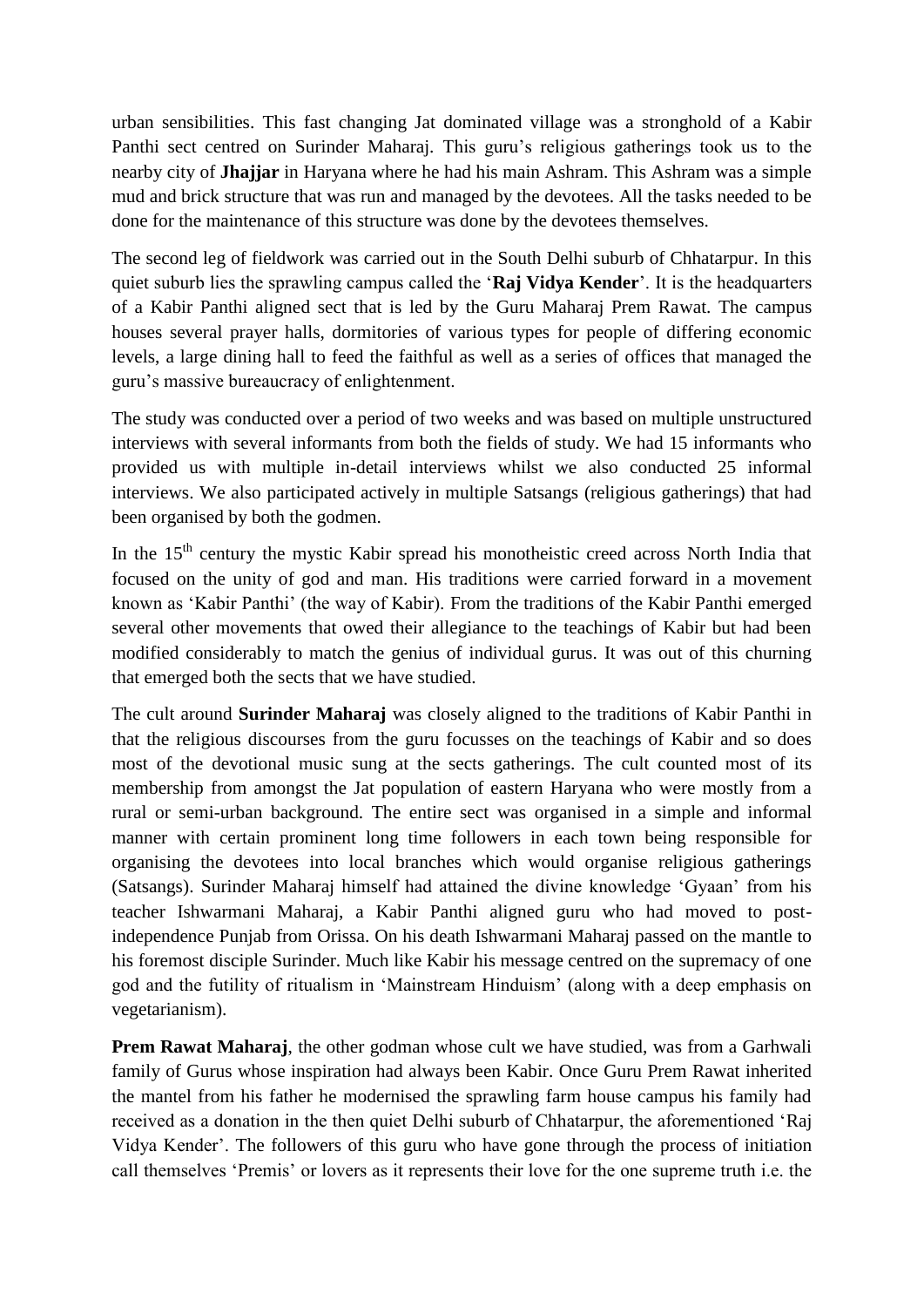urban sensibilities. This fast changing Jat dominated village was a stronghold of a Kabir Panthi sect centred on Surinder Maharaj. This guru's religious gatherings took us to the nearby city of **Jhajjar** in Haryana where he had his main Ashram. This Ashram was a simple mud and brick structure that was run and managed by the devotees. All the tasks needed to be done for the maintenance of this structure was done by the devotees themselves.

The second leg of fieldwork was carried out in the South Delhi suburb of Chhatarpur. In this quiet suburb lies the sprawling campus called the '**Raj Vidya Kender**'. It is the headquarters of a Kabir Panthi aligned sect that is led by the Guru Maharaj Prem Rawat. The campus houses several prayer halls, dormitories of various types for people of differing economic levels, a large dining hall to feed the faithful as well as a series of offices that managed the guru's massive bureaucracy of enlightenment.

The study was conducted over a period of two weeks and was based on multiple unstructured interviews with several informants from both the fields of study. We had 15 informants who provided us with multiple in-detail interviews whilst we also conducted 25 informal interviews. We also participated actively in multiple Satsangs (religious gatherings) that had been organised by both the godmen.

In the 15th century the mystic Kabir spread his monotheistic creed across North India that focused on the unity of god and man. His traditions were carried forward in a movement known as 'Kabir Panthi' (the way of Kabir). From the traditions of the Kabir Panthi emerged several other movements that owed their allegiance to the teachings of Kabir but had been modified considerably to match the genius of individual gurus. It was out of this churning that emerged both the sects that we have studied.

The cult around **Surinder Maharaj** was closely aligned to the traditions of Kabir Panthi in that the religious discourses from the guru focusses on the teachings of Kabir and so does most of the devotional music sung at the sects gatherings. The cult counted most of its membership from amongst the Jat population of eastern Haryana who were mostly from a rural or semi-urban background. The entire sect was organised in a simple and informal manner with certain prominent long time followers in each town being responsible for organising the devotees into local branches which would organise religious gatherings (Satsangs). Surinder Maharaj himself had attained the divine knowledge 'Gyaan' from his teacher Ishwarmani Maharaj, a Kabir Panthi aligned guru who had moved to post-independence Punjab from Orissa. On his death Ishwarmani Maharaj passed on the mantle to his foremost disciple Surinder. Much like Kabir his message centred on the supremacy of one god and the futility of ritualism in 'Mainstream Hinduism' (along with a deep emphasis on vegetarianism).

**Prem Rawat Maharaj**, the other godman whose cult we have studied, was from a Garhwali family of Gurus whose inspiration had always been Kabir. Once Guru Prem Rawat inherited the mantel from his father he modernised the sprawling farm house campus his family had received as a donation in the then quiet Delhi suburb of Chhatarpur, the aforementioned 'Raj Vidya Kender'. The followers of this guru who have gone through the process of initiation call themselves 'Premis' or lovers as it represents their love for the one supreme truth i.e. the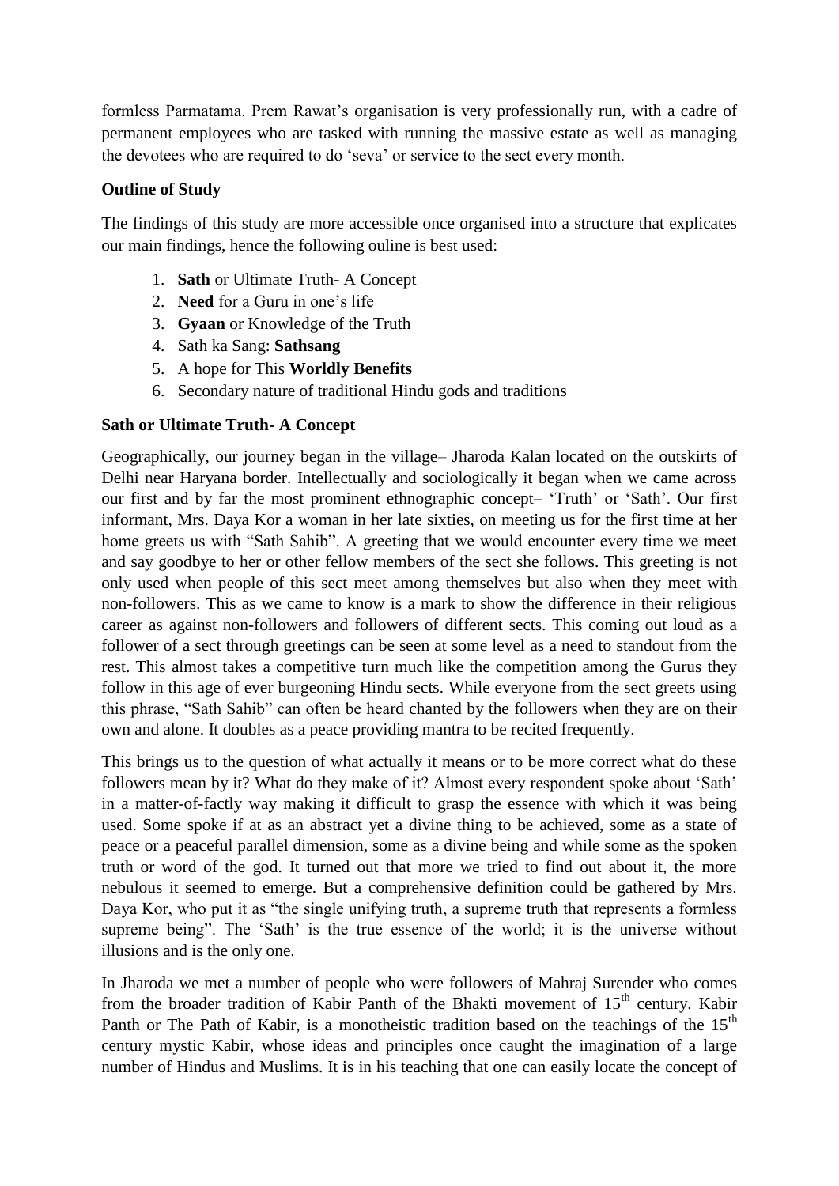formless Parmatama. Prem Rawat's organisation is very professionally run, with a cadre of permanent employees who are tasked with running the massive estate as well as managing the devotees who are required to do 'seva' or service to the sect every month.

**Outline of Study**

The findings of this study are more accessible once organised into a structure that explicates our main findings, hence the following ouline is best used:

1. **Sath** or Ultimate Truth- A Concept
2. **Need** for a Guru in one's life
3. **Gyaan** or Knowledge of the Truth
4. Sath ka Sang: **Sathsang**
5. A hope for This **Worldly Benefits**
6. Secondary nature of traditional Hindu gods and traditions

**Sath or Ultimate Truth- A Concept**

Geographically, our journey began in the village– Jharoda Kalan located on the outskirts of Delhi near Haryana border. Intellectually and sociologically it began when we came across our first and by far the most prominent ethnographic concept– 'Truth' or 'Sath'. Our first informant, Mrs. Daya Kor a woman in her late sixties, on meeting us for the first time at her home greets us with "Sath Sahib". A greeting that we would encounter every time we meet and say goodbye to her or other fellow members of the sect she follows. This greeting is not only used when people of this sect meet among themselves but also when they meet with non-followers. This as we came to know is a mark to show the difference in their religious career as against non-followers and followers of different sects. This coming out loud as a follower of a sect through greetings can be seen at some level as a need to standout from the rest. This almost takes a competitive turn much like the competition among the Gurus they follow in this age of ever burgeoning Hindu sects. While everyone from the sect greets using this phrase, "Sath Sahib" can often be heard chanted by the followers when they are on their own and alone. It doubles as a peace providing mantra to be recited frequently.

This brings us to the question of what actually it means or to be more correct what do these followers mean by it? What do they make of it? Almost every respondent spoke about 'Sath' in a matter-of-factly way making it difficult to grasp the essence with which it was being used. Some spoke if at as an abstract yet a divine thing to be achieved, some as a state of peace or a peaceful parallel dimension, some as a divine being and while some as the spoken truth or word of the god. It turned out that more we tried to find out about it, the more nebulous it seemed to emerge. But a comprehensive definition could be gathered by Mrs. Daya Kor, who put it as "the single unifying truth, a supreme truth that represents a formless supreme being". The 'Sath' is the true essence of the world; it is the universe without illusions and is the only one.

In Jharoda we met a number of people who were followers of Mahraj Surender who comes from the broader tradition of Kabir Panth of the Bhakti movement of 15th century. Kabir Panth or The Path of Kabir, is a monotheistic tradition based on the teachings of the 15th century mystic Kabir, whose ideas and principles once caught the imagination of a large number of Hindus and Muslims. It is in his teaching that one can easily locate the concept of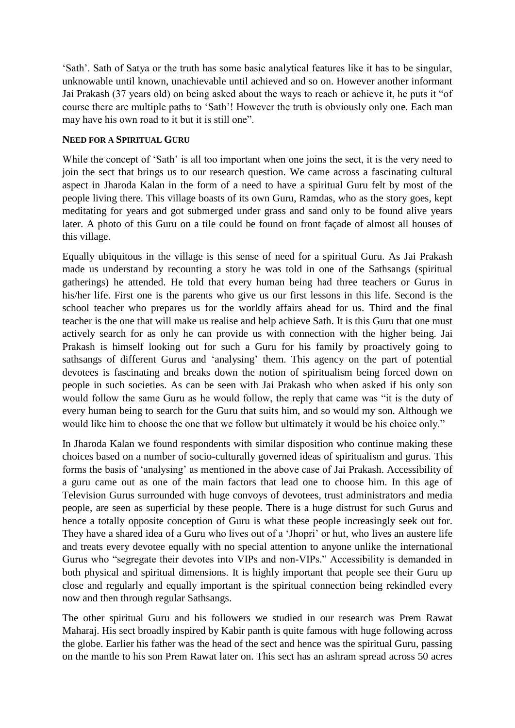'Sath'. Sath of Satya or the truth has some basic analytical features like it has to be singular, unknowable until known, unachievable until achieved and so on. However another informant Jai Prakash (37 years old) on being asked about the ways to reach or achieve it, he puts it "of course there are multiple paths to 'Sath'! However the truth is obviously only one. Each man may have his own road to it but it is still one".

### Need for a Spiritual Guru

While the concept of 'Sath' is all too important when one joins the sect, it is the very need to join the sect that brings us to our research question. We came across a fascinating cultural aspect in Jharoda Kalan in the form of a need to have a spiritual Guru felt by most of the people living there. This village boasts of its own Guru, Ramdas, who as the story goes, kept meditating for years and got submerged under grass and sand only to be found alive years later. A photo of this Guru on a tile could be found on front façade of almost all houses of this village.

Equally ubiquitous in the village is this sense of need for a spiritual Guru. As Jai Prakash made us understand by recounting a story he was told in one of the Sathsangs (spiritual gatherings) he attended. He told that every human being had three teachers or Gurus in his/her life. First one is the parents who give us our first lessons in this life. Second is the school teacher who prepares us for the worldly affairs ahead for us. Third and the final teacher is the one that will make us realise and help achieve Sath. It is this Guru that one must actively search for as only he can provide us with connection with the higher being. Jai Prakash is himself looking out for such a Guru for his family by proactively going to sathsangs of different Gurus and 'analysing' them. This agency on the part of potential devotees is fascinating and breaks down the notion of spiritualism being forced down on people in such societies. As can be seen with Jai Prakash who when asked if his only son would follow the same Guru as he would follow, the reply that came was "it is the duty of every human being to search for the Guru that suits him, and so would my son. Although we would like him to choose the one that we follow but ultimately it would be his choice only."

In Jharoda Kalan we found respondents with similar disposition who continue making these choices based on a number of socio-culturally governed ideas of spiritualism and gurus. This forms the basis of 'analysing' as mentioned in the above case of Jai Prakash. Accessibility of a guru came out as one of the main factors that lead one to choose him. In this age of Television Gurus surrounded with huge convoys of devotees, trust administrators and media people, are seen as superficial by these people. There is a huge distrust for such Gurus and hence a totally opposite conception of Guru is what these people increasingly seek out for. They have a shared idea of a Guru who lives out of a 'Jhopri' or hut, who lives an austere life and treats every devotee equally with no special attention to anyone unlike the international Gurus who "segregate their devotes into VIPs and non-VIPs." Accessibility is demanded in both physical and spiritual dimensions. It is highly important that people see their Guru up close and regularly and equally important is the spiritual connection being rekindled every now and then through regular Sathsangs.

The other spiritual Guru and his followers we studied in our research was Prem Rawat Maharaj. His sect broadly inspired by Kabir panth is quite famous with huge following across the globe. Earlier his father was the head of the sect and hence was the spiritual Guru, passing on the mantle to his son Prem Rawat later on. This sect has an ashram spread across 50 acres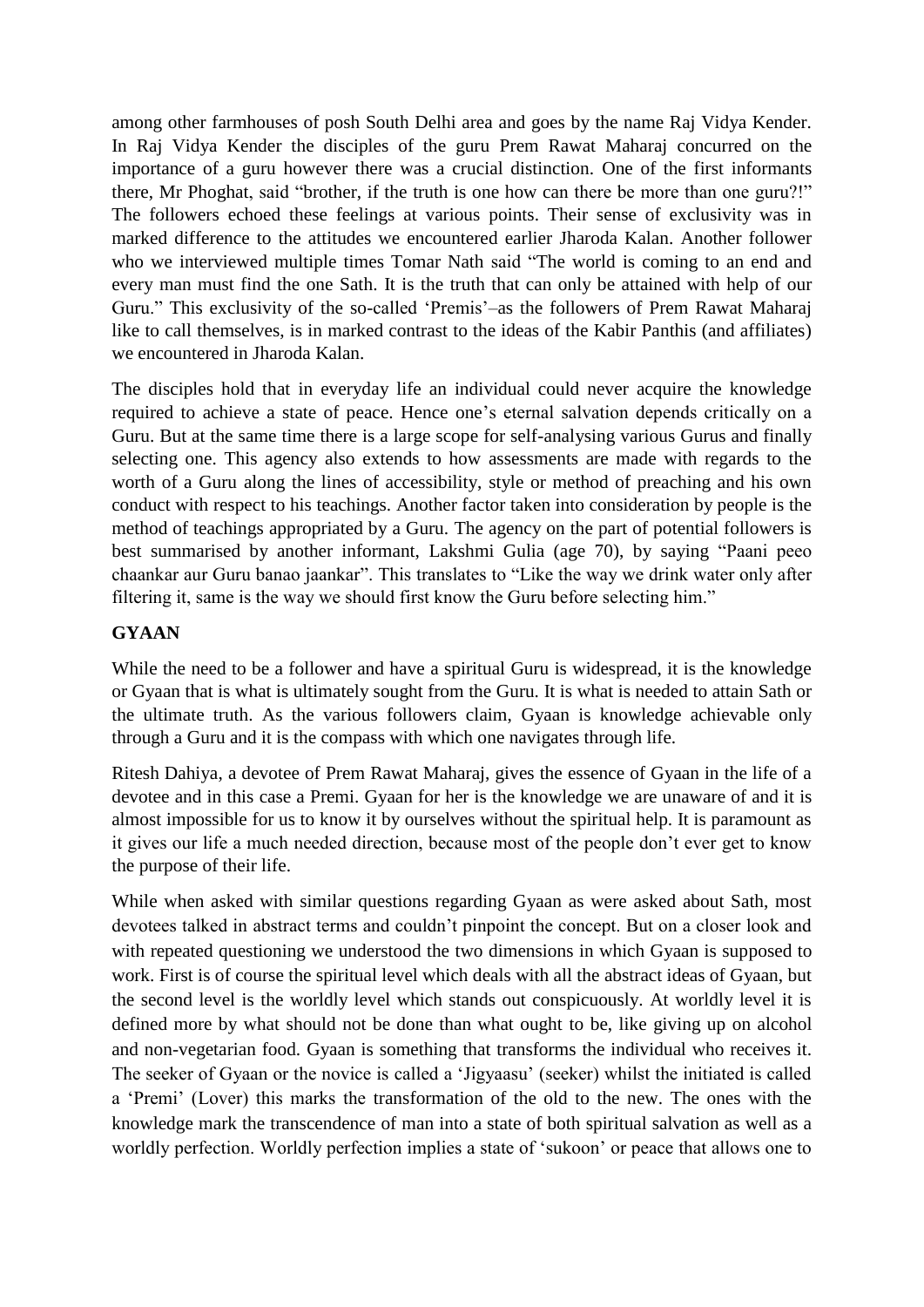among other farmhouses of posh South Delhi area and goes by the name Raj Vidya Kender. In Raj Vidya Kender the disciples of the guru Prem Rawat Maharaj concurred on the importance of a guru however there was a crucial distinction. One of the first informants there, Mr Phoghat, said "brother, if the truth is one how can there be more than one guru?!" The followers echoed these feelings at various points. Their sense of exclusivity was in marked difference to the attitudes we encountered earlier Jharoda Kalan. Another follower who we interviewed multiple times Tomar Nath said "The world is coming to an end and every man must find the one Sath. It is the truth that can only be attained with help of our Guru." This exclusivity of the so-called 'Premis'–as the followers of Prem Rawat Maharaj like to call themselves, is in marked contrast to the ideas of the Kabir Panthis (and affiliates) we encountered in Jharoda Kalan.

The disciples hold that in everyday life an individual could never acquire the knowledge required to achieve a state of peace. Hence one's eternal salvation depends critically on a Guru. But at the same time there is a large scope for self-analysing various Gurus and finally selecting one. This agency also extends to how assessments are made with regards to the worth of a Guru along the lines of accessibility, style or method of preaching and his own conduct with respect to his teachings. Another factor taken into consideration by people is the method of teachings appropriated by a Guru. The agency on the part of potential followers is best summarised by another informant, Lakshmi Gulia (age 70), by saying "Paani peeo chaankar aur Guru banao jaankar". This translates to "Like the way we drink water only after filtering it, same is the way we should first know the Guru before selecting him."

## GYAAN

While the need to be a follower and have a spiritual Guru is widespread, it is the knowledge or Gyaan that is what is ultimately sought from the Guru. It is what is needed to attain Sath or the ultimate truth. As the various followers claim, Gyaan is knowledge achievable only through a Guru and it is the compass with which one navigates through life.

Ritesh Dahiya, a devotee of Prem Rawat Maharaj, gives the essence of Gyaan in the life of a devotee and in this case a Premi. Gyaan for her is the knowledge we are unaware of and it is almost impossible for us to know it by ourselves without the spiritual help. It is paramount as it gives our life a much needed direction, because most of the people don't ever get to know the purpose of their life.

While when asked with similar questions regarding Gyaan as were asked about Sath, most devotees talked in abstract terms and couldn't pinpoint the concept. But on a closer look and with repeated questioning we understood the two dimensions in which Gyaan is supposed to work. First is of course the spiritual level which deals with all the abstract ideas of Gyaan, but the second level is the worldly level which stands out conspicuously. At worldly level it is defined more by what should not be done than what ought to be, like giving up on alcohol and non-vegetarian food. Gyaan is something that transforms the individual who receives it. The seeker of Gyaan or the novice is called a 'Jigyaasu' (seeker) whilst the initiated is called a 'Premi' (Lover) this marks the transformation of the old to the new. The ones with the knowledge mark the transcendence of man into a state of both spiritual salvation as well as a worldly perfection. Worldly perfection implies a state of 'sukoon' or peace that allows one to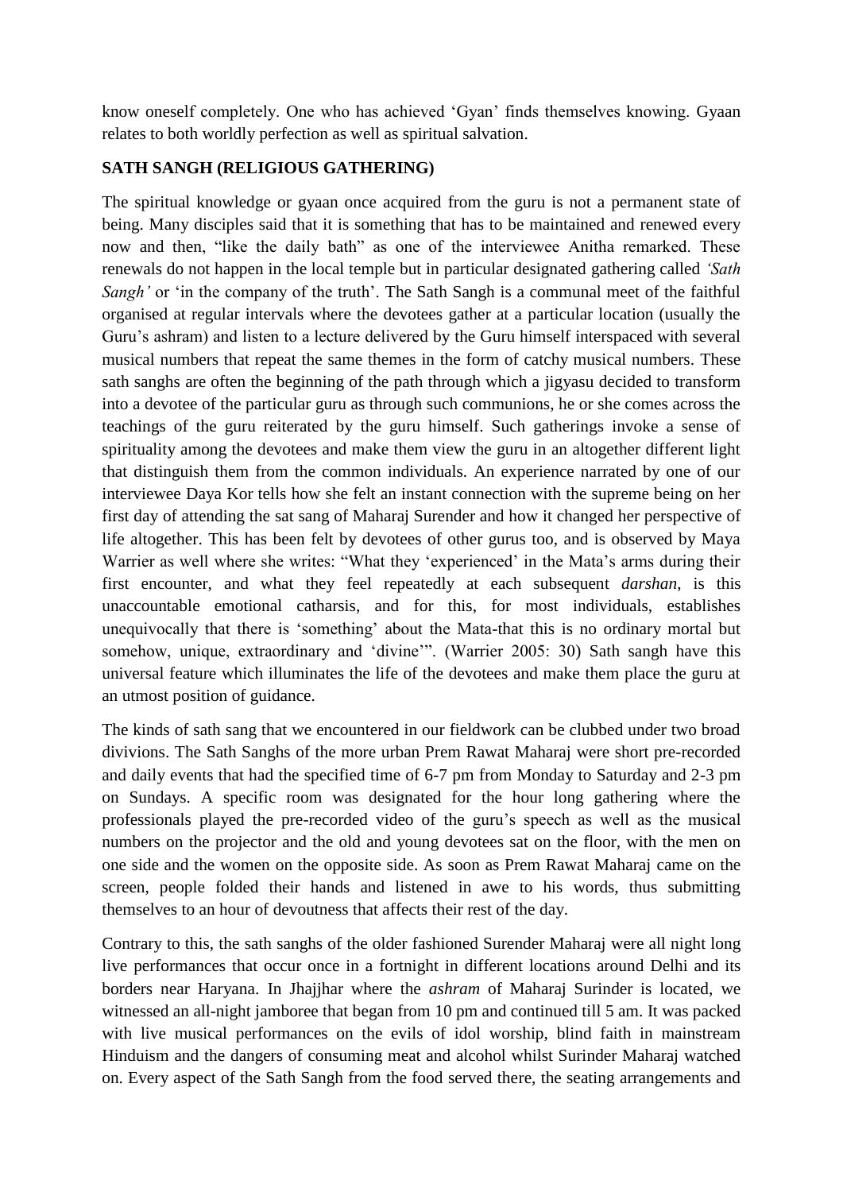know oneself completely. One who has achieved 'Gyan' finds themselves knowing. Gyaan relates to both worldly perfection as well as spiritual salvation.

## SATH SANGH (RELIGIOUS GATHERING)

The spiritual knowledge or gyaan once acquired from the guru is not a permanent state of being. Many disciples said that it is something that has to be maintained and renewed every now and then, "like the daily bath" as one of the interviewee Anitha remarked. These renewals do not happen in the local temple but in particular designated gathering called *'Sath Sangh'* or 'in the company of the truth'. The Sath Sangh is a communal meet of the faithful organised at regular intervals where the devotees gather at a particular location (usually the Guru's ashram) and listen to a lecture delivered by the Guru himself interspaced with several musical numbers that repeat the same themes in the form of catchy musical numbers. These sath sanghs are often the beginning of the path through which a jigyasu decided to transform into a devotee of the particular guru as through such communions, he or she comes across the teachings of the guru reiterated by the guru himself. Such gatherings invoke a sense of spirituality among the devotees and make them view the guru in an altogether different light that distinguish them from the common individuals. An experience narrated by one of our interviewee Daya Kor tells how she felt an instant connection with the supreme being on her first day of attending the sat sang of Maharaj Surender and how it changed her perspective of life altogether. This has been felt by devotees of other gurus too, and is observed by Maya Warrier as well where she writes: "What they 'experienced' in the Mata's arms during their first encounter, and what they feel repeatedly at each subsequent *darshan*, is this unaccountable emotional catharsis, and for this, for most individuals, establishes unequivocally that there is 'something' about the Mata-that this is no ordinary mortal but somehow, unique, extraordinary and 'divine'". (Warrier 2005: 30) Sath sangh have this universal feature which illuminates the life of the devotees and make them place the guru at an utmost position of guidance.

The kinds of sath sang that we encountered in our fieldwork can be clubbed under two broad divivions. The Sath Sanghs of the more urban Prem Rawat Maharaj were short pre-recorded and daily events that had the specified time of 6-7 pm from Monday to Saturday and 2-3 pm on Sundays. A specific room was designated for the hour long gathering where the professionals played the pre-recorded video of the guru's speech as well as the musical numbers on the projector and the old and young devotees sat on the floor, with the men on one side and the women on the opposite side. As soon as Prem Rawat Maharaj came on the screen, people folded their hands and listened in awe to his words, thus submitting themselves to an hour of devoutness that affects their rest of the day.

Contrary to this, the sath sanghs of the older fashioned Surender Maharaj were all night long live performances that occur once in a fortnight in different locations around Delhi and its borders near Haryana. In Jhajjhar where the *ashram* of Maharaj Surinder is located, we witnessed an all-night jamboree that began from 10 pm and continued till 5 am. It was packed with live musical performances on the evils of idol worship, blind faith in mainstream Hinduism and the dangers of consuming meat and alcohol whilst Surinder Maharaj watched on. Every aspect of the Sath Sangh from the food served there, the seating arrangements and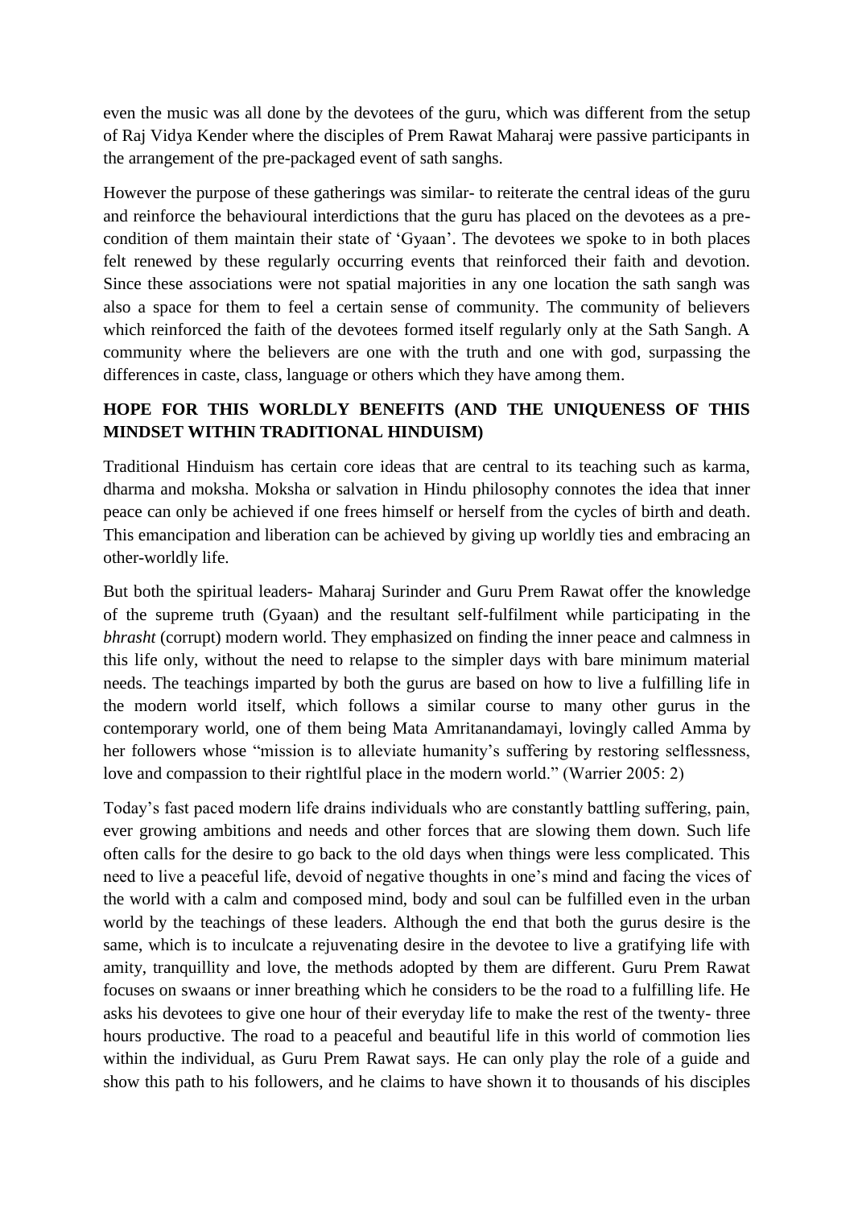even the music was all done by the devotees of the guru, which was different from the setup of Raj Vidya Kender where the disciples of Prem Rawat Maharaj were passive participants in the arrangement of the pre-packaged event of sath sanghs.

However the purpose of these gatherings was similar- to reiterate the central ideas of the guru and reinforce the behavioural interdictions that the guru has placed on the devotees as a pre-condition of them maintain their state of 'Gyaan'. The devotees we spoke to in both places felt renewed by these regularly occurring events that reinforced their faith and devotion. Since these associations were not spatial majorities in any one location the sath sangh was also a space for them to feel a certain sense of community. The community of believers which reinforced the faith of the devotees formed itself regularly only at the Sath Sangh. A community where the believers are one with the truth and one with god, surpassing the differences in caste, class, language or others which they have among them.

## HOPE FOR THIS WORLDLY BENEFITS (AND THE UNIQUENESS OF THIS MINDSET WITHIN TRADITIONAL HINDUISM)

Traditional Hinduism has certain core ideas that are central to its teaching such as karma, dharma and moksha. Moksha or salvation in Hindu philosophy connotes the idea that inner peace can only be achieved if one frees himself or herself from the cycles of birth and death. This emancipation and liberation can be achieved by giving up worldly ties and embracing an other-worldly life.

But both the spiritual leaders- Maharaj Surinder and Guru Prem Rawat offer the knowledge of the supreme truth (Gyaan) and the resultant self-fulfilment while participating in the *bhrasht* (corrupt) modern world. They emphasized on finding the inner peace and calmness in this life only, without the need to relapse to the simpler days with bare minimum material needs. The teachings imparted by both the gurus are based on how to live a fulfilling life in the modern world itself, which follows a similar course to many other gurus in the contemporary world, one of them being Mata Amritanandamayi, lovingly called Amma by her followers whose "mission is to alleviate humanity's suffering by restoring selflessness, love and compassion to their rightlful place in the modern world." (Warrier 2005: 2)

Today's fast paced modern life drains individuals who are constantly battling suffering, pain, ever growing ambitions and needs and other forces that are slowing them down. Such life often calls for the desire to go back to the old days when things were less complicated. This need to live a peaceful life, devoid of negative thoughts in one's mind and facing the vices of the world with a calm and composed mind, body and soul can be fulfilled even in the urban world by the teachings of these leaders. Although the end that both the gurus desire is the same, which is to inculcate a rejuvenating desire in the devotee to live a gratifying life with amity, tranquillity and love, the methods adopted by them are different. Guru Prem Rawat focuses on swaans or inner breathing which he considers to be the road to a fulfilling life. He asks his devotees to give one hour of their everyday life to make the rest of the twenty- three hours productive. The road to a peaceful and beautiful life in this world of commotion lies within the individual, as Guru Prem Rawat says. He can only play the role of a guide and show this path to his followers, and he claims to have shown it to thousands of his disciples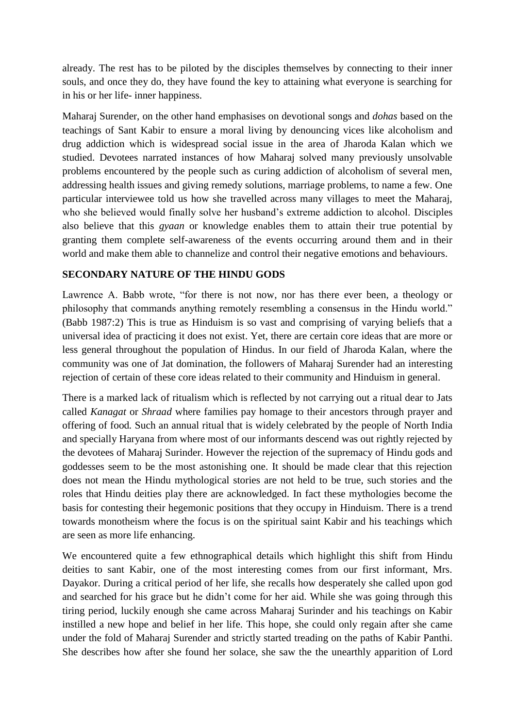already. The rest has to be piloted by the disciples themselves by connecting to their inner souls, and once they do, they have found the key to attaining what everyone is searching for in his or her life- inner happiness.

Maharaj Surender, on the other hand emphasises on devotional songs and *dohas* based on the teachings of Sant Kabir to ensure a moral living by denouncing vices like alcoholism and drug addiction which is widespread social issue in the area of Jharoda Kalan which we studied. Devotees narrated instances of how Maharaj solved many previously unsolvable problems encountered by the people such as curing addiction of alcoholism of several men, addressing health issues and giving remedy solutions, marriage problems, to name a few. One particular interviewee told us how she travelled across many villages to meet the Maharaj, who she believed would finally solve her husband's extreme addiction to alcohol. Disciples also believe that this *gyaan* or knowledge enables them to attain their true potential by granting them complete self-awareness of the events occurring around them and in their world and make them able to channelize and control their negative emotions and behaviours.

## SECONDARY NATURE OF THE HINDU GODS

Lawrence A. Babb wrote, "for there is not now, nor has there ever been, a theology or philosophy that commands anything remotely resembling a consensus in the Hindu world." (Babb 1987:2) This is true as Hinduism is so vast and comprising of varying beliefs that a universal idea of practicing it does not exist. Yet, there are certain core ideas that are more or less general throughout the population of Hindus. In our field of Jharoda Kalan, where the community was one of Jat domination, the followers of Maharaj Surender had an interesting rejection of certain of these core ideas related to their community and Hinduism in general.

There is a marked lack of ritualism which is reflected by not carrying out a ritual dear to Jats called *Kanagat* or *Shraad* where families pay homage to their ancestors through prayer and offering of food. Such an annual ritual that is widely celebrated by the people of North India and specially Haryana from where most of our informants descend was out rightly rejected by the devotees of Maharaj Surinder. However the rejection of the supremacy of Hindu gods and goddesses seem to be the most astonishing one. It should be made clear that this rejection does not mean the Hindu mythological stories are not held to be true, such stories and the roles that Hindu deities play there are acknowledged. In fact these mythologies become the basis for contesting their hegemonic positions that they occupy in Hinduism. There is a trend towards monotheism where the focus is on the spiritual saint Kabir and his teachings which are seen as more life enhancing.

We encountered quite a few ethnographical details which highlight this shift from Hindu deities to sant Kabir, one of the most interesting comes from our first informant, Mrs. Dayakor. During a critical period of her life, she recalls how desperately she called upon god and searched for his grace but he didn't come for her aid. While she was going through this tiring period, luckily enough she came across Maharaj Surinder and his teachings on Kabir instilled a new hope and belief in her life. This hope, she could only regain after she came under the fold of Maharaj Surender and strictly started treading on the paths of Kabir Panthi. She describes how after she found her solace, she saw the the unearthly apparition of Lord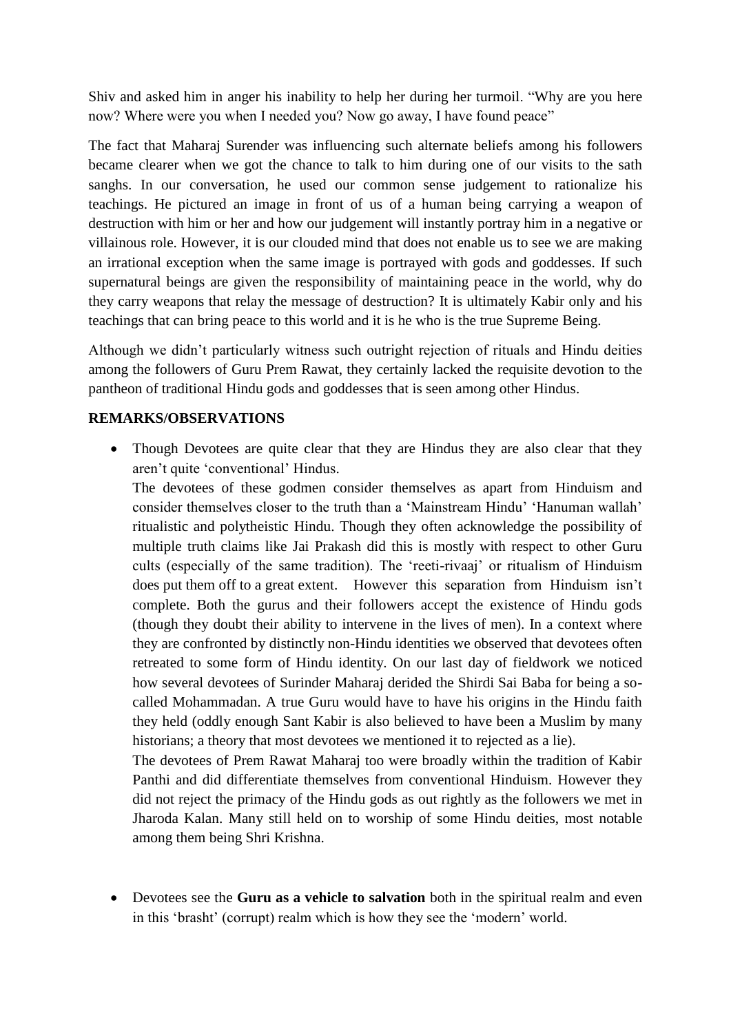Shiv and asked him in anger his inability to help her during her turmoil. “Why are you here now? Where were you when I needed you? Now go away, I have found peace”

The fact that Maharaj Surender was influencing such alternate beliefs among his followers became clearer when we got the chance to talk to him during one of our visits to the sath sanghs. In our conversation, he used our common sense judgement to rationalize his teachings. He pictured an image in front of us of a human being carrying a weapon of destruction with him or her and how our judgement will instantly portray him in a negative or villainous role. However, it is our clouded mind that does not enable us to see we are making an irrational exception when the same image is portrayed with gods and goddesses. If such supernatural beings are given the responsibility of maintaining peace in the world, why do they carry weapons that relay the message of destruction? It is ultimately Kabir only and his teachings that can bring peace to this world and it is he who is the true Supreme Being.

Although we didn’t particularly witness such outright rejection of rituals and Hindu deities among the followers of Guru Prem Rawat, they certainly lacked the requisite devotion to the pantheon of traditional Hindu gods and goddesses that is seen among other Hindus.

**REMARKS/OBSERVATIONS**

- Though Devotees are quite clear that they are Hindus they are also clear that they aren’t quite ‘conventional’ Hindus.

  The devotees of these godmen consider themselves as apart from Hinduism and consider themselves closer to the truth than a ‘Mainstream Hindu’ ‘Hanuman wallah’ ritualistic and polytheistic Hindu. Though they often acknowledge the possibility of multiple truth claims like Jai Prakash did this is mostly with respect to other Guru cults (especially of the same tradition). The ‘reeti-rivaaj’ or ritualism of Hinduism does put them off to a great extent. However this separation from Hinduism isn’t complete. Both the gurus and their followers accept the existence of Hindu gods (though they doubt their ability to intervene in the lives of men). In a context where they are confronted by distinctly non-Hindu identities we observed that devotees often retreated to some form of Hindu identity. On our last day of fieldwork we noticed how several devotees of Surinder Maharaj derided the Shirdi Sai Baba for being a so-called Mohammadan. A true Guru would have to have his origins in the Hindu faith they held (oddly enough Sant Kabir is also believed to have been a Muslim by many historians; a theory that most devotees we mentioned it to rejected as a lie).

  The devotees of Prem Rawat Maharaj too were broadly within the tradition of Kabir Panthi and did differentiate themselves from conventional Hinduism. However they did not reject the primacy of the Hindu gods as out rightly as the followers we met in Jharoda Kalan. Many still held on to worship of some Hindu deities, most notable among them being Shri Krishna.

- Devotees see the **Guru as a vehicle to salvation** both in the spiritual realm and even in this ‘brasht’ (corrupt) realm which is how they see the ‘modern’ world.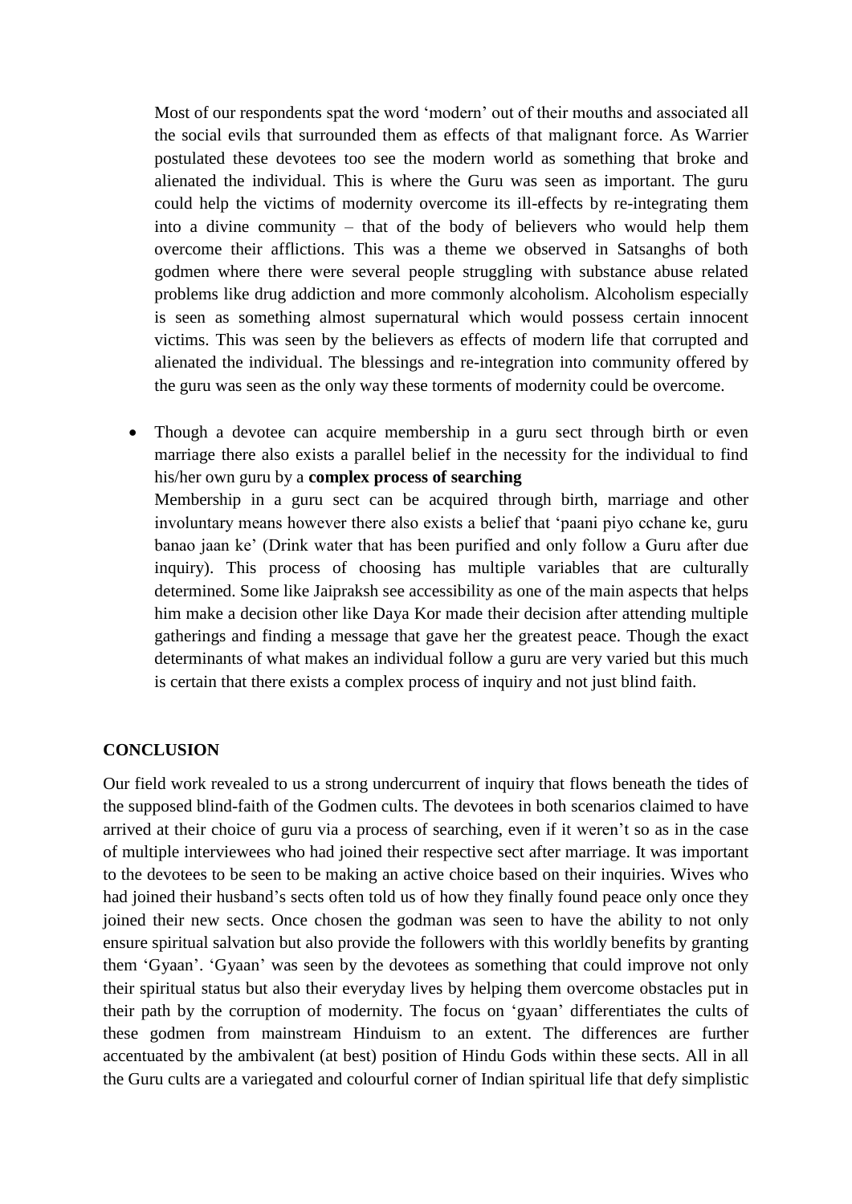Most of our respondents spat the word 'modern' out of their mouths and associated all the social evils that surrounded them as effects of that malignant force. As Warrier postulated these devotees too see the modern world as something that broke and alienated the individual. This is where the Guru was seen as important. The guru could help the victims of modernity overcome its ill-effects by re-integrating them into a divine community – that of the body of believers who would help them overcome their afflictions. This was a theme we observed in Satsanghs of both godmen where there were several people struggling with substance abuse related problems like drug addiction and more commonly alcoholism. Alcoholism especially is seen as something almost supernatural which would possess certain innocent victims. This was seen by the believers as effects of modern life that corrupted and alienated the individual. The blessings and re-integration into community offered by the guru was seen as the only way these torments of modernity could be overcome.

- Though a devotee can acquire membership in a guru sect through birth or even marriage there also exists a parallel belief in the necessity for the individual to find his/her own guru by a **complex process of searching**

  Membership in a guru sect can be acquired through birth, marriage and other involuntary means however there also exists a belief that 'paani piyo cchane ke, guru banao jaan ke' (Drink water that has been purified and only follow a Guru after due inquiry). This process of choosing has multiple variables that are culturally determined. Some like Jaipraksh see accessibility as one of the main aspects that helps him make a decision other like Daya Kor made their decision after attending multiple gatherings and finding a message that gave her the greatest peace. Though the exact determinants of what makes an individual follow a guru are very varied but this much is certain that there exists a complex process of inquiry and not just blind faith.

## CONCLUSION

Our field work revealed to us a strong undercurrent of inquiry that flows beneath the tides of the supposed blind-faith of the Godmen cults. The devotees in both scenarios claimed to have arrived at their choice of guru via a process of searching, even if it weren't so as in the case of multiple interviewees who had joined their respective sect after marriage. It was important to the devotees to be seen to be making an active choice based on their inquiries. Wives who had joined their husband's sects often told us of how they finally found peace only once they joined their new sects. Once chosen the godman was seen to have the ability to not only ensure spiritual salvation but also provide the followers with this worldly benefits by granting them 'Gyaan'. 'Gyaan' was seen by the devotees as something that could improve not only their spiritual status but also their everyday lives by helping them overcome obstacles put in their path by the corruption of modernity. The focus on 'gyaan' differentiates the cults of these godmen from mainstream Hinduism to an extent. The differences are further accentuated by the ambivalent (at best) position of Hindu Gods within these sects. All in all the Guru cults are a variegated and colourful corner of Indian spiritual life that defy simplistic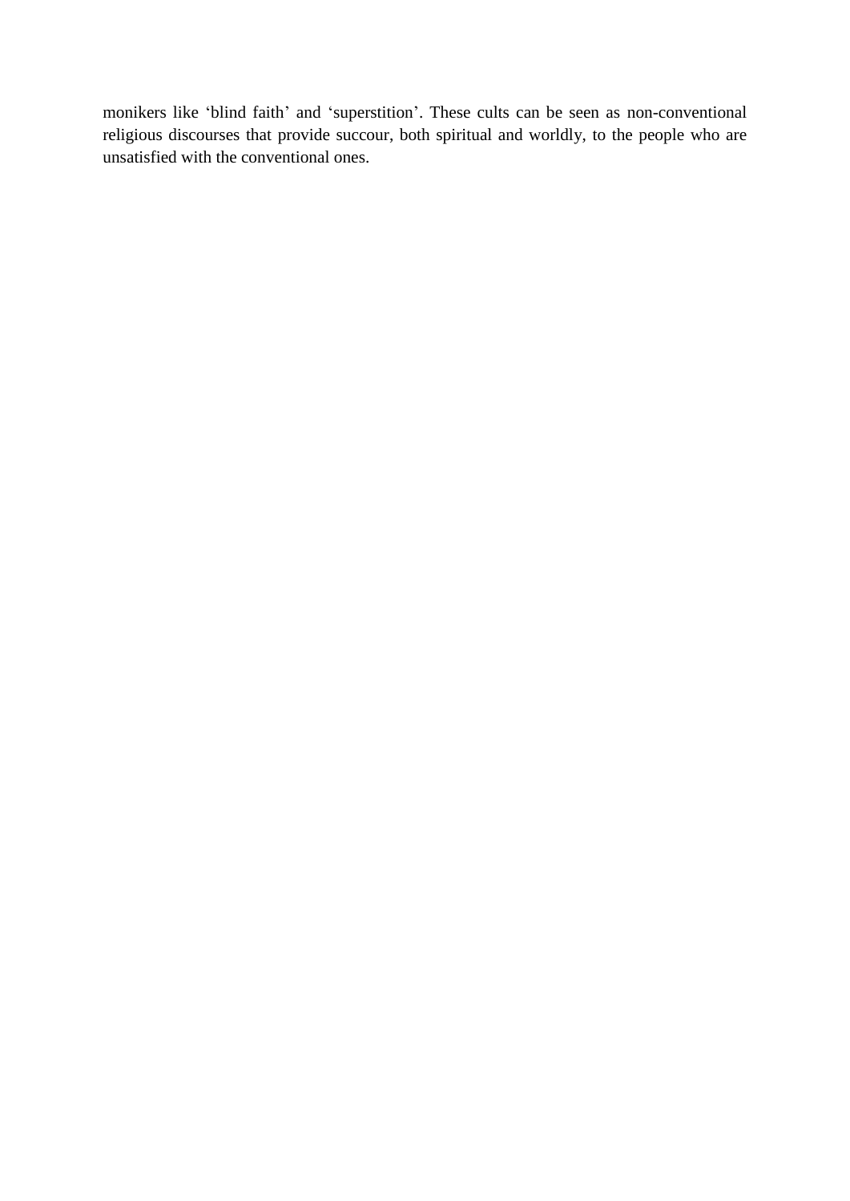monikers like ‘blind faith’ and ‘superstition’. These cults can be seen as non-conventional religious discourses that provide succour, both spiritual and worldly, to the people who are unsatisfied with the conventional ones.